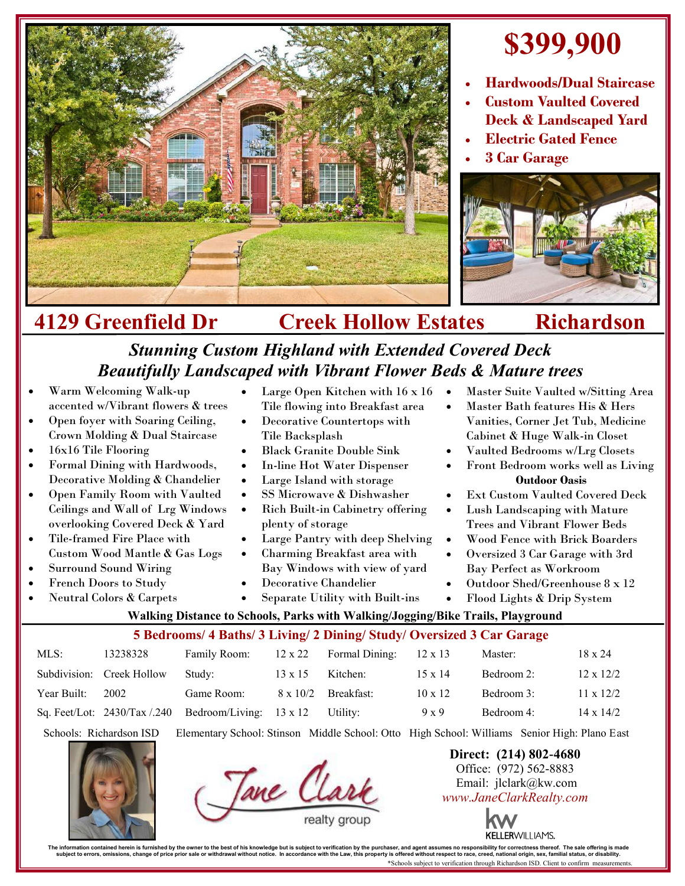# $399,900

- **Hardwoods/Dual Staircase**
- **Custom Vaulted Covered Deck & Landscaped Yard**
- **Electric Gated Fence**
- **3 Car Garage**

## 4129 Greenfield Dr — Creek Hollow Estates — Richardson

### *Stunning Custom Highland with Extended Covered Deck*
### *Beautifully Landscaped with Vibrant Flower Beds & Mature trees*

- Warm Welcoming Walk-up accented w/Vibrant flowers & trees
- Open foyer with Soaring Ceiling, Crown Molding & Dual Staircase
- 16x16 Tile Flooring
- Formal Dining with Hardwoods, Decorative Molding & Chandelier
- Open Family Room with Vaulted Ceilings and Wall of Lrg Windows overlooking Covered Deck & Yard
- Tile-framed Fire Place with Custom Wood Mantle & Gas Logs
- Surround Sound Wiring
- French Doors to Study
- Neutral Colors & Carpets

- Large Open Kitchen with 16 x 16 Tile flowing into Breakfast area
- Decorative Countertops with Tile Backsplash
- Black Granite Double Sink
- In-line Hot Water Dispenser
- Large Island with storage
- SS Microwave & Dishwasher
- Rich Built-in Cabinetry offering plenty of storage
- Large Pantry with deep Shelving
- Charming Breakfast area with Bay Windows with view of yard
- Decorative Chandelier
- Separate Utility with Built-ins

- Master Suite Vaulted w/Sitting Area
- Master Bath features His & Hers Vanities, Corner Jet Tub, Medicine Cabinet & Huge Walk-in Closet
- Vaulted Bedrooms w/Lrg Closets
- Front Bedroom works well as Living

**Outdoor Oasis**

- Ext Custom Vaulted Covered Deck
- Lush Landscaping with Mature Trees and Vibrant Flower Beds
- Wood Fence with Brick Boarders
- Oversized 3 Car Garage with 3rd Bay Perfect as Workroom
- Outdoor Shed/Greenhouse 8 x 12
- Flood Lights & Drip System

**Walking Distance to Schools, Parks with Walking/Jogging/Bike Trails, Playground**

**5 Bedrooms/ 4 Baths/ 3 Living/ 2 Dining/ Study/ Oversized 3 Car Garage**

| | | | | | | | |
|---|---|---|---|---|---|---|---|
| MLS: | 13238328 | Family Room: | 12 x 22 | Formal Dining: | 12 x 13 | Master: | 18 x 24 |
| Subdivision: | Creek Hollow | Study: | 13 x 15 | Kitchen: | 15 x 14 | Bedroom 2: | 12 x 12/2 |
| Year Built: | 2002 | Game Room: | 8 x 10/2 | Breakfast: | 10 x 12 | Bedroom 3: | 11 x 12/2 |
| Sq. Feet/Lot: | 2430/Tax /.240 | Bedroom/Living: | 13 x 12 | Utility: | 9 x 9 | Bedroom 4: | 14 x 14/2 |

Schools: Richardson ISD Elementary School: Stinson Middle School: Otto High School: Williams Senior High: Plano East

Jane Clark realty group

**Direct: (214) 802-4680**
Office: (972) 562-8883
Email: jlclark@kw.com
*www.JaneClarkRealty.com*

KELLERWILLIAMS.

**The information contained herein is furnished by the owner to the best of his knowledge but is subject to verification by the purchaser, and agent assumes no responsibility for correctness thereof. The sale offering is made subject to errors, omissions, change of price prior sale or withdrawal without notice. In accordance with the Law, this property is offered without respect to race, creed, national origin, sex, familial status, or disability.**

*Schools subject to verification through Richardson ISD. Client to confirm measurements.